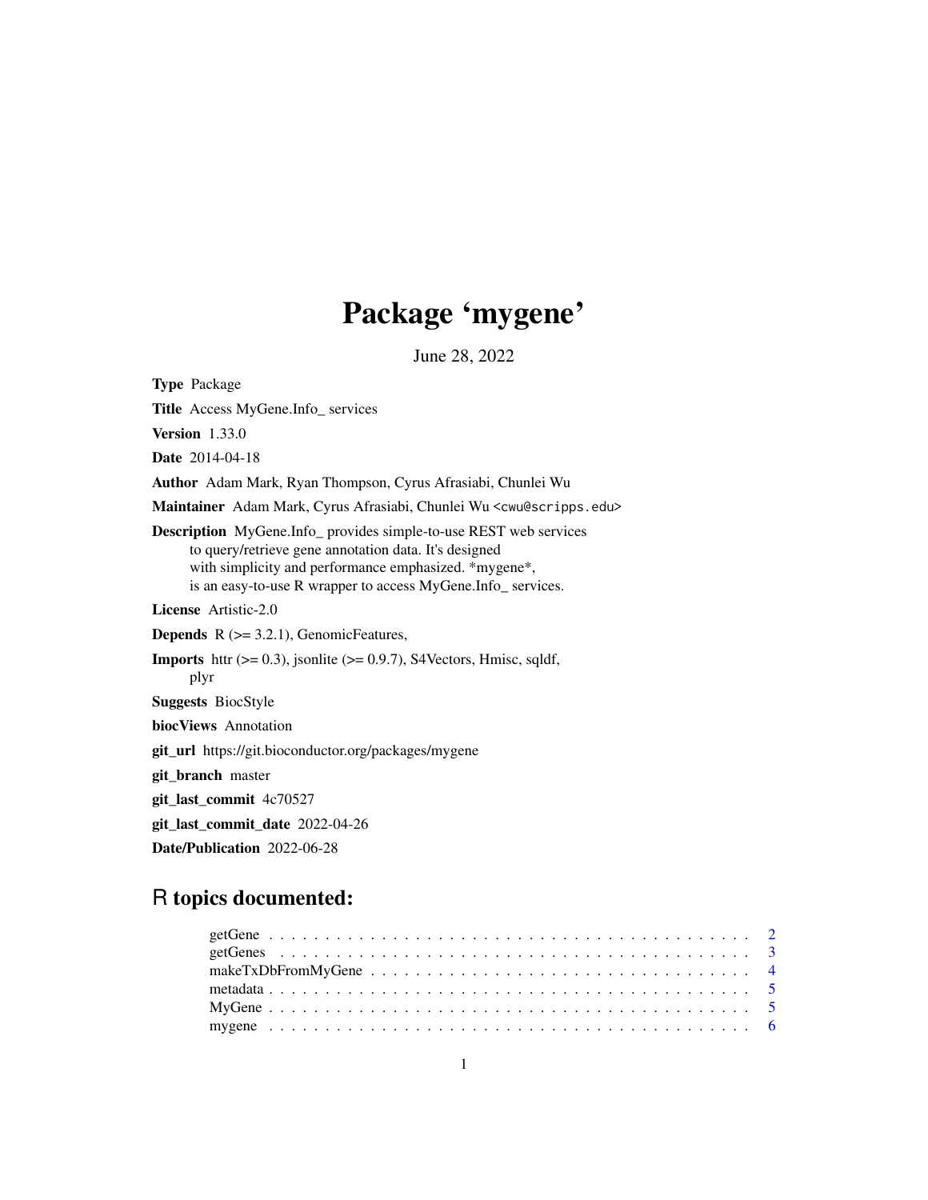# Package 'mygene'

June 28, 2022

**Type** Package

**Title** Access MyGene.Info_ services

**Version** 1.33.0

**Date** 2014-04-18

**Author** Adam Mark, Ryan Thompson, Cyrus Afrasiabi, Chunlei Wu

**Maintainer** Adam Mark, Cyrus Afrasiabi, Chunlei Wu <cwu@scripps.edu>

**Description** MyGene.Info_ provides simple-to-use REST web services
to query/retrieve gene annotation data. It's designed
with simplicity and performance emphasized. *mygene*,
is an easy-to-use R wrapper to access MyGene.Info_ services.

**License** Artistic-2.0

**Depends** R (>= 3.2.1), GenomicFeatures,

**Imports** httr (>= 0.3), jsonlite (>= 0.9.7), S4Vectors, Hmisc, sqldf,
plyr

**Suggests** BiocStyle

**biocViews** Annotation

**git_url** https://git.bioconductor.org/packages/mygene

**git_branch** master

**git_last_commit** 4c70527

**git_last_commit_date** 2022-04-26

**Date/Publication** 2022-06-28

## R topics documented:

getGene . . . . . . . . . . . . . . . . . . . . . . . . . . . . . . . . . . . . . . . . . . 2
getGenes . . . . . . . . . . . . . . . . . . . . . . . . . . . . . . . . . . . . . . . . . 3
makeTxDbFromMyGene . . . . . . . . . . . . . . . . . . . . . . . . . . . . . . . . . . 4
metadata . . . . . . . . . . . . . . . . . . . . . . . . . . . . . . . . . . . . . . . . . 5
MyGene . . . . . . . . . . . . . . . . . . . . . . . . . . . . . . . . . . . . . . . . . . 5
mygene . . . . . . . . . . . . . . . . . . . . . . . . . . . . . . . . . . . . . . . . . . 6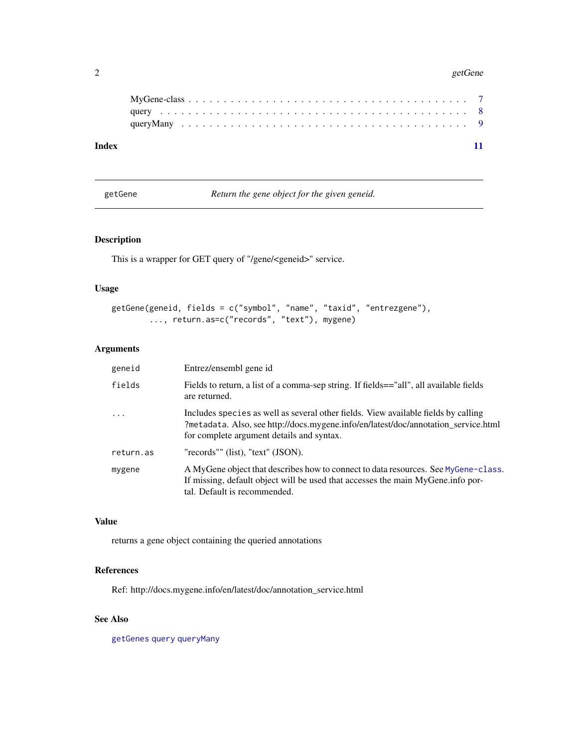| | |
|---|---|
| MyGene-class | 7 |
| query | 8 |
| queryMany | 9 |

**Index** 11

---

`getGene` *Return the gene object for the given geneid.*

---

### Description

This is a wrapper for GET query of "/gene/<geneid>" service.

### Usage

```
getGene(geneid, fields = c("symbol", "name", "taxid", "entrezgene"),
        ..., return.as=c("records", "text"), mygene)
```

### Arguments

| | |
|---|---|
| `geneid` | Entrez/ensembl gene id |
| `fields` | Fields to return, a list of a comma-sep string. If fields=="all", all available fields are returned. |
| `...` | Includes `species` as well as several other fields. View available fields by calling `?metadata`. Also, see http://docs.mygene.info/en/latest/doc/annotation_service.html for complete argument details and syntax. |
| `return.as` | "records"" (list), "text" (JSON). |
| `mygene` | A MyGene object that describes how to connect to data resources. See `MyGene-class`. If missing, default object will be used that accesses the main MyGene.info portal. Default is recommended. |

### Value

returns a gene object containing the queried annotations

### References

Ref: http://docs.mygene.info/en/latest/doc/annotation_service.html

### See Also

`getGenes` `query` `queryMany`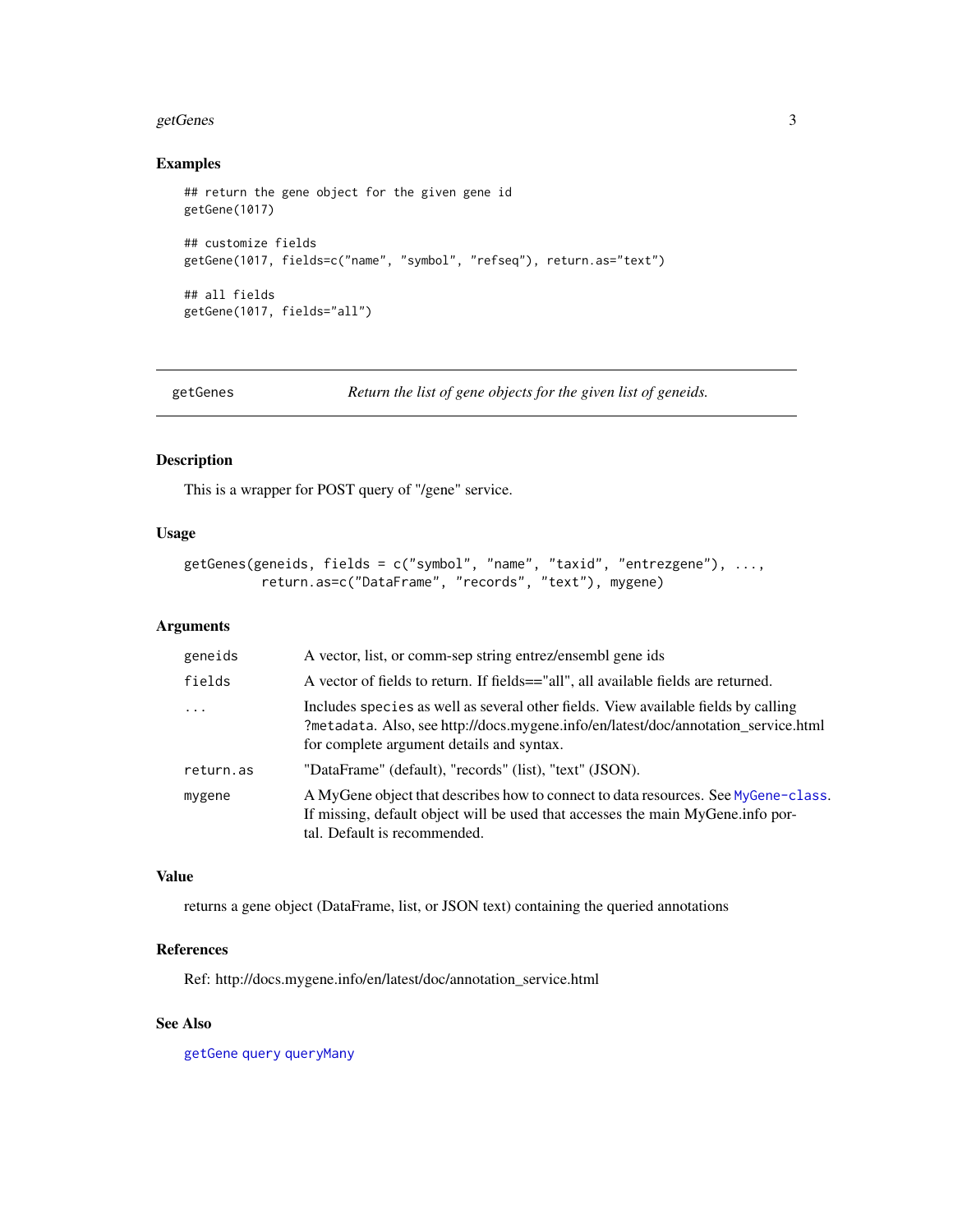## Examples

```
## return the gene object for the given gene id
getGene(1017)

## customize fields
getGene(1017, fields=c("name", "symbol", "refseq"), return.as="text")

## all fields
getGene(1017, fields="all")
```

---

# getGenes — *Return the list of gene objects for the given list of geneids.*

---

## Description

This is a wrapper for POST query of "/gene" service.

## Usage

```
getGenes(geneids, fields = c("symbol", "name", "taxid", "entrezgene"), ...,
         return.as=c("DataFrame", "records", "text"), mygene)
```

## Arguments

| | |
|---|---|
| geneids | A vector, list, or comm-sep string entrez/ensembl gene ids |
| fields | A vector of fields to return. If fields=="all", all available fields are returned. |
| ... | Includes `species` as well as several other fields. View available fields by calling `?metadata`. Also, see http://docs.mygene.info/en/latest/doc/annotation_service.html for complete argument details and syntax. |
| return.as | "DataFrame" (default), "records" (list), "text" (JSON). |
| mygene | A MyGene object that describes how to connect to data resources. See `MyGene-class`. If missing, default object will be used that accesses the main MyGene.info portal. Default is recommended. |

## Value

returns a gene object (DataFrame, list, or JSON text) containing the queried annotations

## References

Ref: http://docs.mygene.info/en/latest/doc/annotation_service.html

## See Also

`getGene` `query` `queryMany`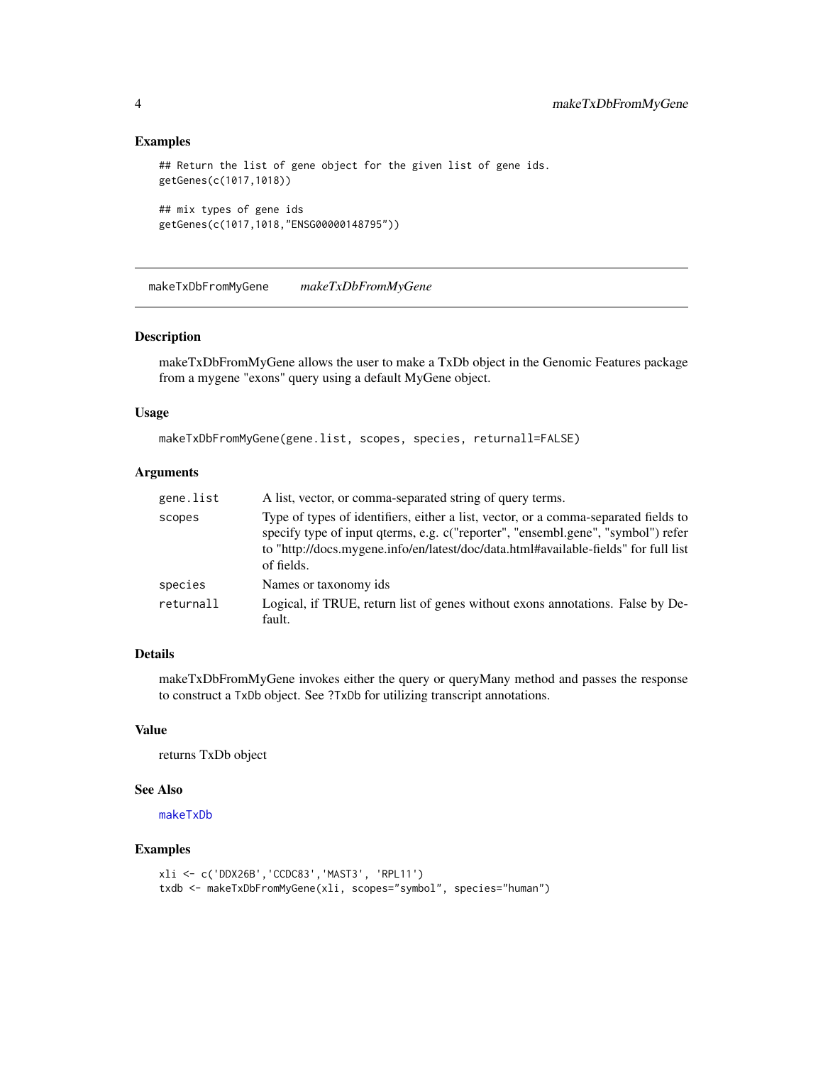### Examples

```
## Return the list of gene object for the given list of gene ids.
getGenes(c(1017,1018))

## mix types of gene ids
getGenes(c(1017,1018,"ENSG00000148795"))
```

---

## makeTxDbFromMyGene *makeTxDbFromMyGene*

---

### Description

makeTxDbFromMyGene allows the user to make a TxDb object in the Genomic Features package from a mygene "exons" query using a default MyGene object.

### Usage

```
makeTxDbFromMyGene(gene.list, scopes, species, returnall=FALSE)
```

### Arguments

| | |
|---|---|
| gene.list | A list, vector, or comma-separated string of query terms. |
| scopes | Type of types of identifiers, either a list, vector, or a comma-separated fields to specify type of input qterms, e.g. c("reporter", "ensembl.gene", "symbol") refer to "http://docs.mygene.info/en/latest/doc/data.html#available-fields" for full list of fields. |
| species | Names or taxonomy ids |
| returnall | Logical, if TRUE, return list of genes without exons annotations. False by Default. |

### Details

makeTxDbFromMyGene invokes either the query or queryMany method and passes the response to construct a TxDb object. See ?TxDb for utilizing transcript annotations.

### Value

returns TxDb object

### See Also

makeTxDb

### Examples

```
xli <- c('DDX26B','CCDC83','MAST3', 'RPL11')
txdb <- makeTxDbFromMyGene(xli, scopes="symbol", species="human")
```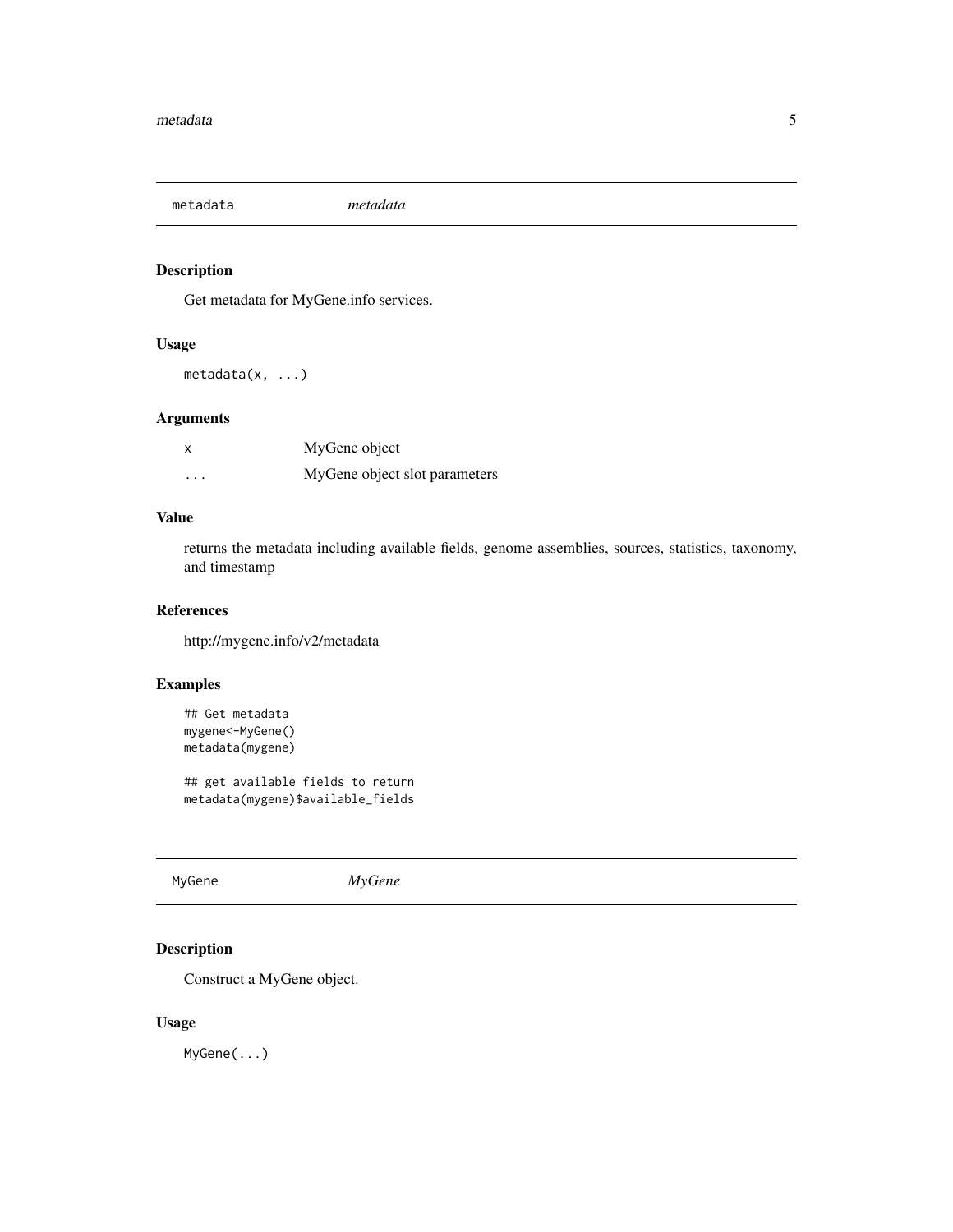## metadata *metadata*

### Description

Get metadata for MyGene.info services.

### Usage

```
metadata(x, ...)
```

### Arguments

| | |
|---|---|
| x | MyGene object |
| ... | MyGene object slot parameters |

### Value

returns the metadata including available fields, genome assemblies, sources, statistics, taxonomy, and timestamp

### References

http://mygene.info/v2/metadata

### Examples

```
## Get metadata
mygene<-MyGene()
metadata(mygene)

## get available fields to return
metadata(mygene)$available_fields
```

## MyGene *MyGene*

### Description

Construct a MyGene object.

### Usage

```
MyGene(...)
```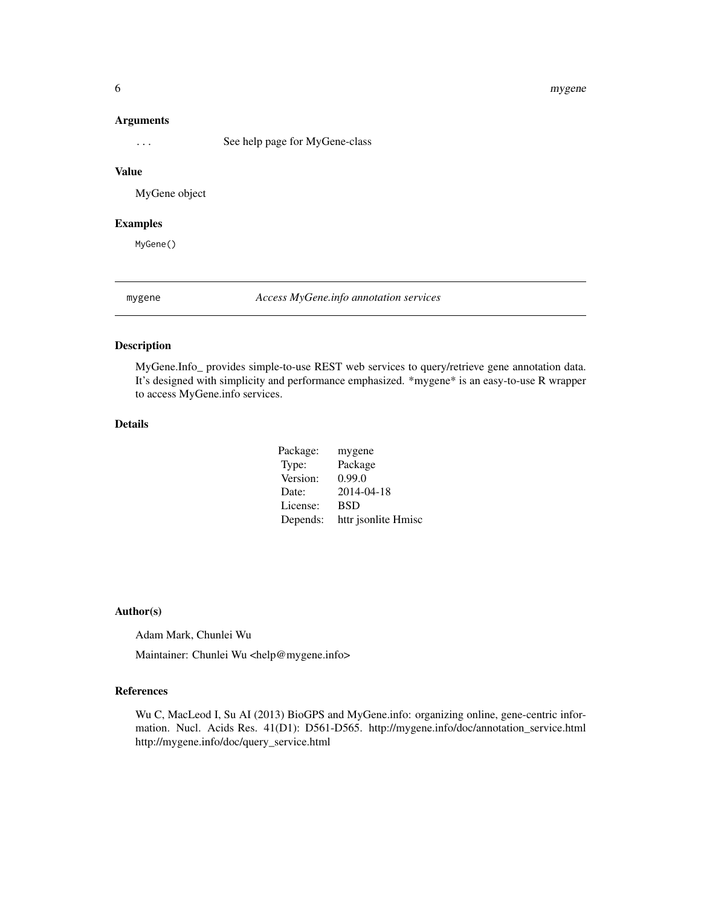### Arguments

... See help page for MyGene-class

### Value

MyGene object

### Examples

```
MyGene()
```

---

## mygene *Access MyGene.info annotation services*

---

### Description

MyGene.Info_ provides simple-to-use REST web services to query/retrieve gene annotation data. It's designed with simplicity and performance emphasized. *mygene* is an easy-to-use R wrapper to access MyGene.info services.

### Details

| | |
|---|---|
| Package: | mygene |
| Type: | Package |
| Version: | 0.99.0 |
| Date: | 2014-04-18 |
| License: | BSD |
| Depends: | httr jsonlite Hmisc |

### Author(s)

Adam Mark, Chunlei Wu

Maintainer: Chunlei Wu <help@mygene.info>

### References

Wu C, MacLeod I, Su AI (2013) BioGPS and MyGene.info: organizing online, gene-centric information. Nucl. Acids Res. 41(D1): D561-D565. http://mygene.info/doc/annotation_service.html http://mygene.info/doc/query_service.html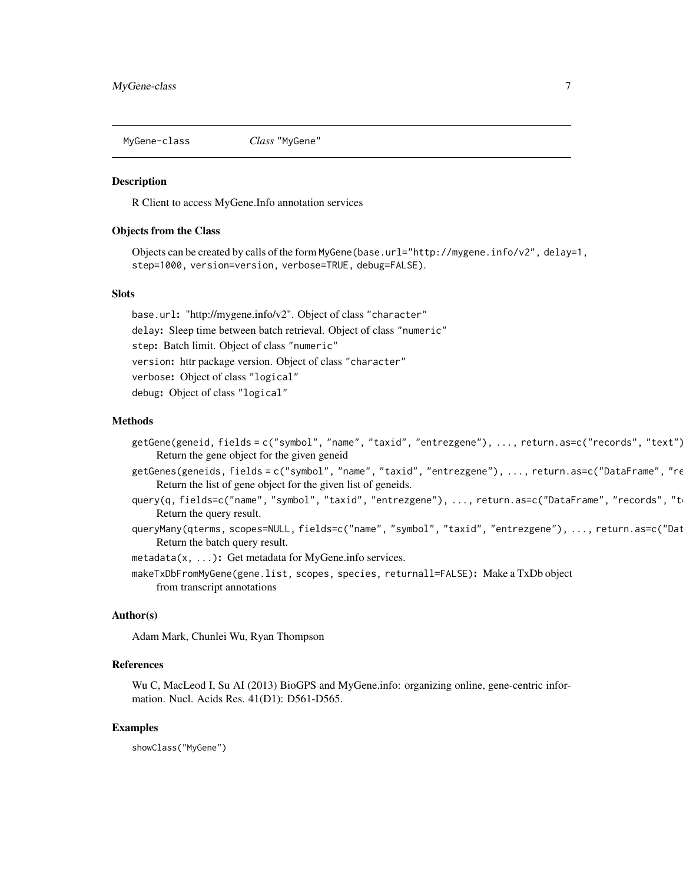MyGene-class    *Class* "MyGene"

## Description

R Client to access MyGene.Info annotation services

## Objects from the Class

Objects can be created by calls of the form `MyGene(base.url="http://mygene.info/v2", delay=1, step=1000, version=version, verbose=TRUE, debug=FALSE)`.

## Slots

`base.url`: "http://mygene.info/v2". Object of class "character"

`delay`: Sleep time between batch retrieval. Object of class "numeric"

`step`: Batch limit. Object of class "numeric"

`version`: httr package version. Object of class "character"

`verbose`: Object of class "logical"

`debug`: Object of class "logical"

## Methods

`getGene(geneid, fields = c("symbol", "name", "taxid", "entrezgene"), ..., return.as=c("records", "text")`
  Return the gene object for the given geneid

`getGenes(geneids, fields = c("symbol", "name", "taxid", "entrezgene"), ..., return.as=c("DataFrame", "re`
  Return the list of gene object for the given list of geneids.

`query(q, fields=c("name", "symbol", "taxid", "entrezgene"), ..., return.as=c("DataFrame", "records", "t`
  Return the query result.

`queryMany(qterms, scopes=NULL, fields=c("name", "symbol", "taxid", "entrezgene"), ..., return.as=c("Dat`
  Return the batch query result.

`metadata(x, ...)`: Get metadata for MyGene.info services.

`makeTxDbFromMyGene(gene.list, scopes, species, returnall=FALSE)`: Make a TxDb object from transcript annotations

## Author(s)

Adam Mark, Chunlei Wu, Ryan Thompson

## References

Wu C, MacLeod I, Su AI (2013) BioGPS and MyGene.info: organizing online, gene-centric information. Nucl. Acids Res. 41(D1): D561-D565.

## Examples

```
showClass("MyGene")
```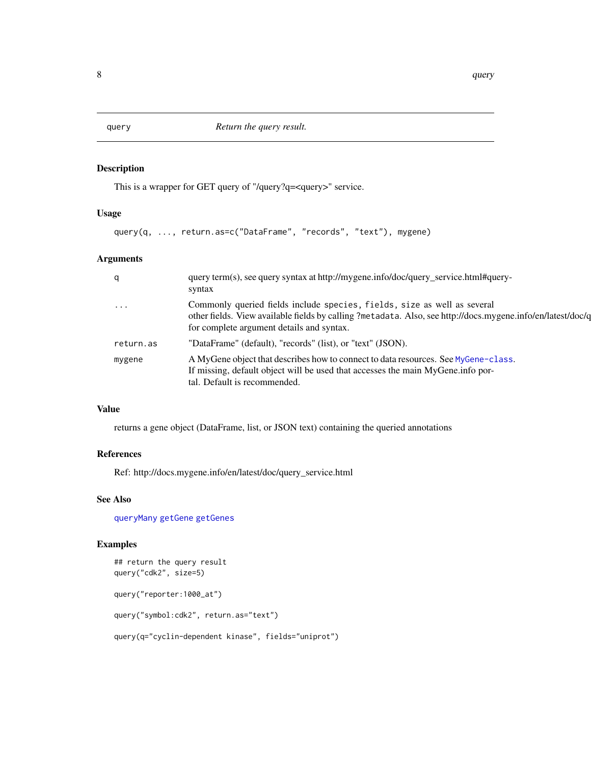## query — *Return the query result.*

### Description

This is a wrapper for GET query of "/query?q=<query>" service.

### Usage

```
query(q, ..., return.as=c("DataFrame", "records", "text"), mygene)
```

### Arguments

| | |
|---|---|
| `q` | query term(s), see query syntax at http://mygene.info/doc/query_service.html#query-syntax |
| `...` | Commonly queried fields include `species`, `fields`, `size` as well as several other fields. View available fields by calling `?metadata`. Also, see http://docs.mygene.info/en/latest/doc/q for complete argument details and syntax. |
| `return.as` | "DataFrame" (default), "records" (list), or "text" (JSON). |
| `mygene` | A MyGene object that describes how to connect to data resources. See `MyGene-class`. If missing, default object will be used that accesses the main MyGene.info portal. Default is recommended. |

### Value

returns a gene object (DataFrame, list, or JSON text) containing the queried annotations

### References

Ref: http://docs.mygene.info/en/latest/doc/query_service.html

### See Also

`queryMany` `getGene` `getGenes`

### Examples

```
## return the query result
query("cdk2", size=5)

query("reporter:1000_at")

query("symbol:cdk2", return.as="text")

query(q="cyclin-dependent kinase", fields="uniprot")
```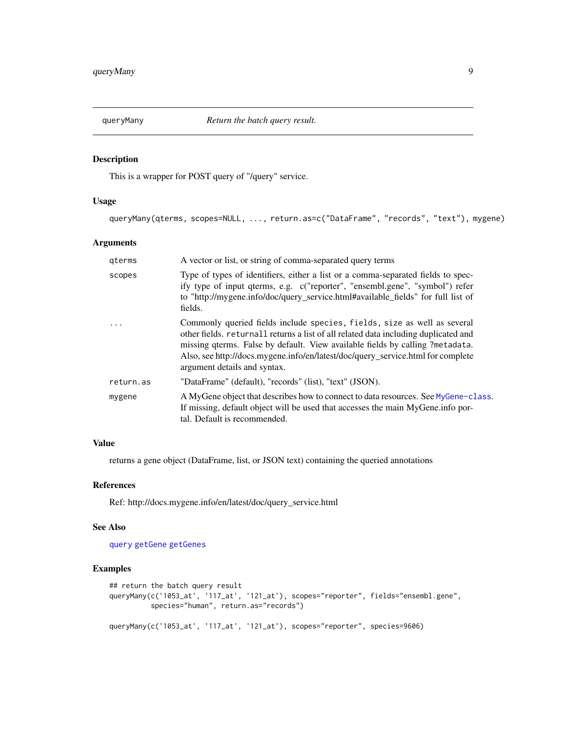`queryMany` *Return the batch query result.*

## Description

This is a wrapper for POST query of "/query" service.

## Usage

```
queryMany(qterms, scopes=NULL, ..., return.as=c("DataFrame", "records", "text"), mygene)
```

## Arguments

| | |
|---|---|
| `qterms` | A vector or list, or string of comma-separated query terms |
| `scopes` | Type of types of identifiers, either a list or a comma-separated fields to specify type of input qterms, e.g. c("reporter", "ensembl.gene", "symbol") refer to "http://mygene.info/doc/query_service.html#available_fields" for full list of fields. |
| `...` | Commonly queried fields include `species`, `fields`, `size` as well as several other fields. `returnall` returns a list of all related data including duplicated and missing qterms. False by default. View available fields by calling `?metadata`. Also, see http://docs.mygene.info/en/latest/doc/query_service.html for complete argument details and syntax. |
| `return.as` | "DataFrame" (default), "records" (list), "text" (JSON). |
| `mygene` | A MyGene object that describes how to connect to data resources. See `MyGene-class`. If missing, default object will be used that accesses the main MyGene.info portal. Default is recommended. |

## Value

returns a gene object (DataFrame, list, or JSON text) containing the queried annotations

## References

Ref: http://docs.mygene.info/en/latest/doc/query_service.html

## See Also

`query` `getGene` `getGenes`

## Examples

```
## return the batch query result
queryMany(c('1053_at', '117_at', '121_at'), scopes="reporter", fields="ensembl.gene",
          species="human", return.as="records")

queryMany(c('1053_at', '117_at', '121_at'), scopes="reporter", species=9606)
```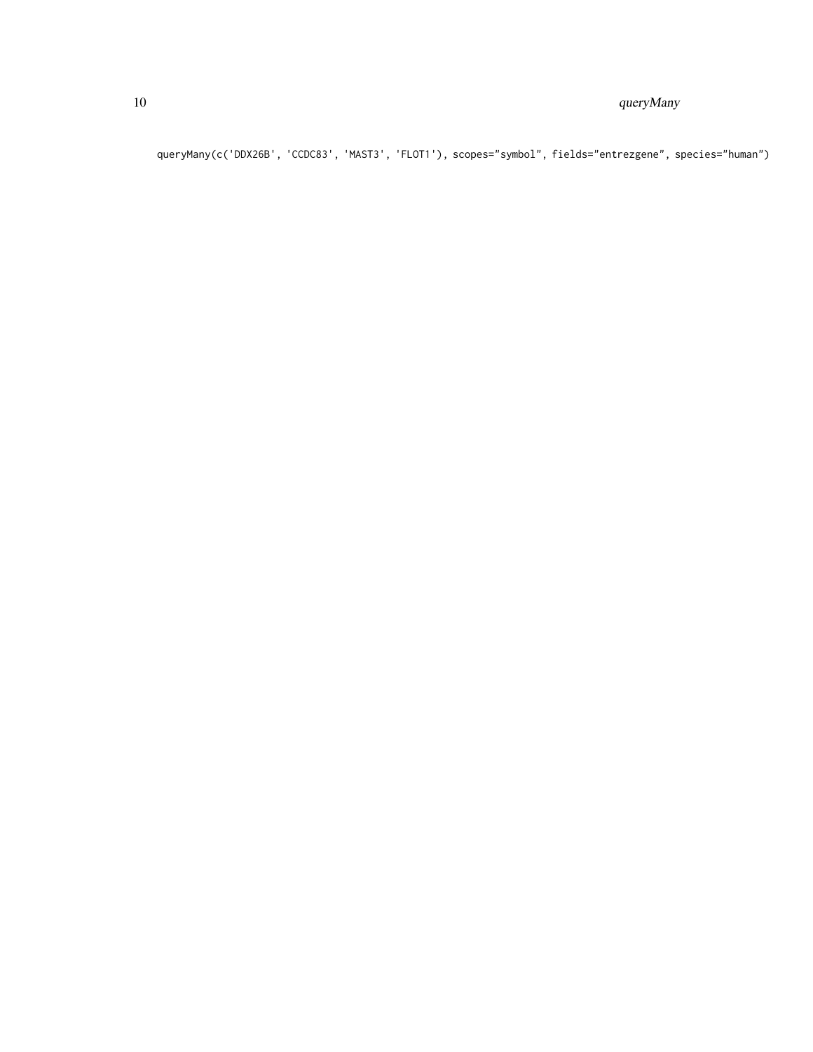```
queryMany(c('DDX26B', 'CCDC83', 'MAST3', 'FLOT1'), scopes="symbol", fields="entrezgene", species="human")
```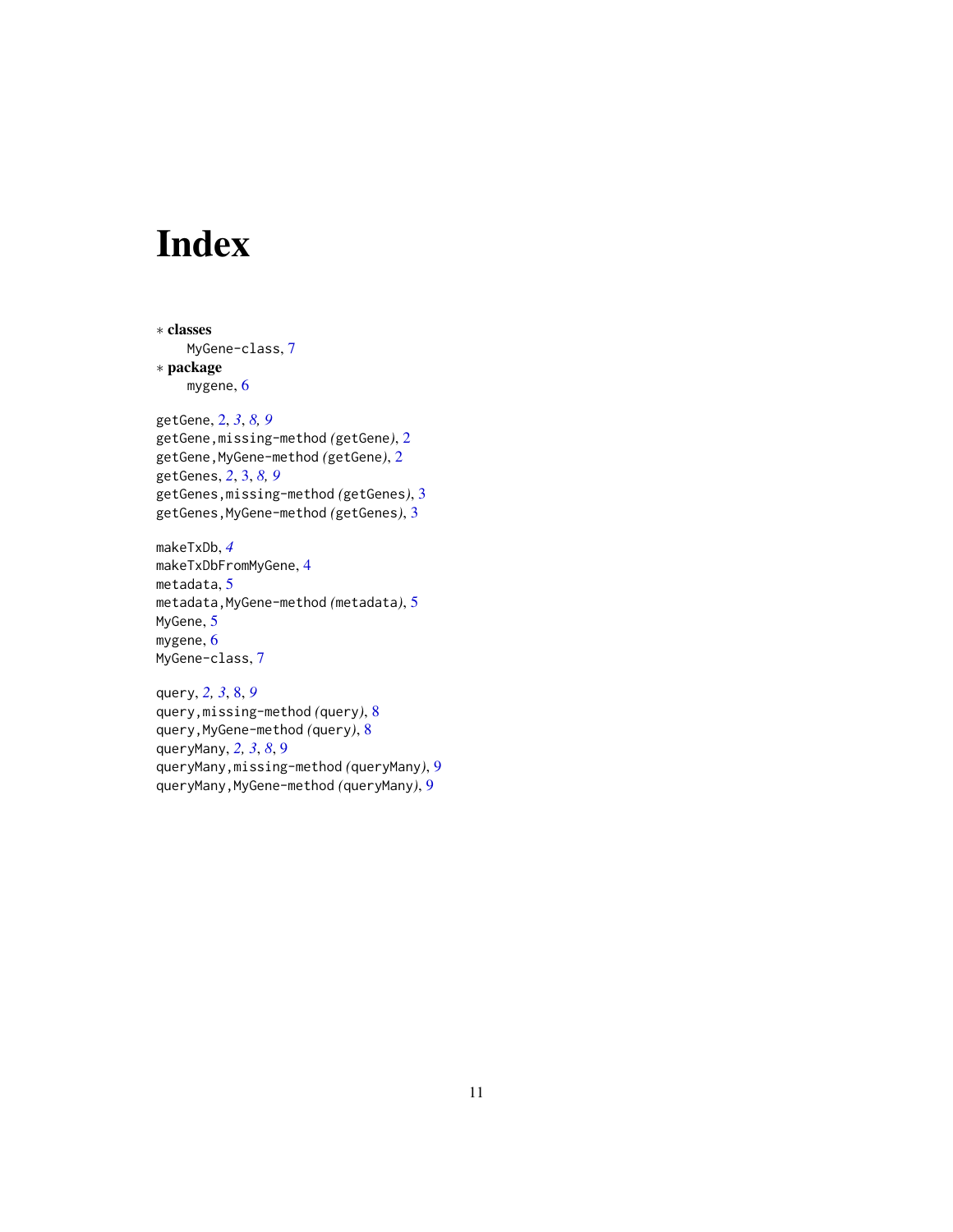# Index

∗ **classes**
  MyGene-class, 7

∗ **package**
  mygene, 6

getGene, 2, *3*, *8, 9*
getGene,missing-method *(*getGene*)*, 2
getGene,MyGene-method *(*getGene*)*, 2
getGenes, *2*, 3, *8, 9*
getGenes,missing-method *(*getGenes*)*, 3
getGenes,MyGene-method *(*getGenes*)*, 3

makeTxDb, *4*
makeTxDbFromMyGene, 4
metadata, 5
metadata,MyGene-method *(*metadata*)*, 5
MyGene, 5
mygene, 6
MyGene-class, 7

query, *2, 3*, 8, *9*
query,missing-method *(*query*)*, 8
query,MyGene-method *(*query*)*, 8
queryMany, *2, 3*, *8*, 9
queryMany,missing-method *(*queryMany*)*, 9
queryMany,MyGene-method *(*queryMany*)*, 9